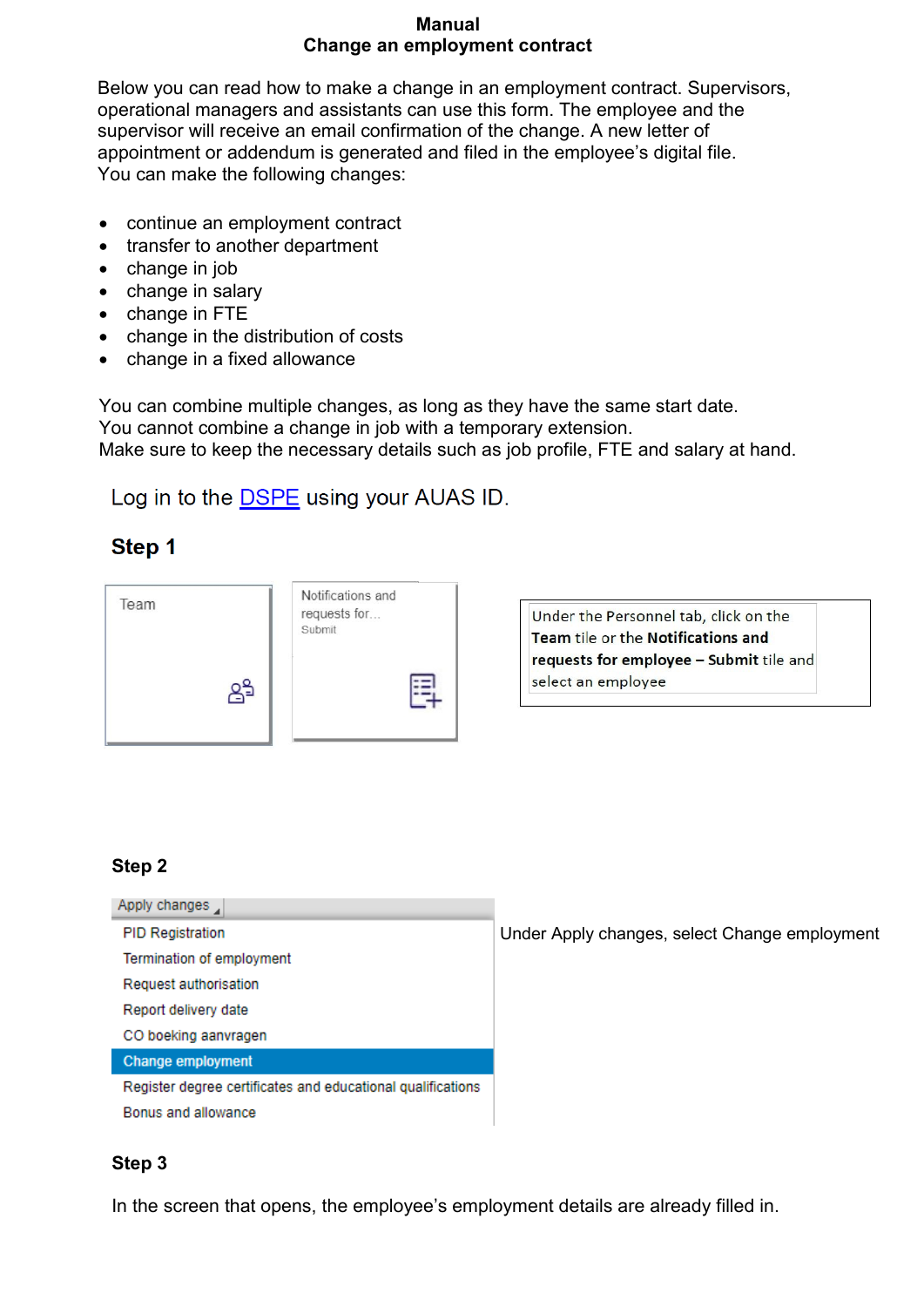# Manual
## Change an employment contract

Below you can read how to make a change in an employment contract. Supervisors, operational managers and assistants can use this form. The employee and the supervisor will receive an email confirmation of the change. A new letter of appointment or addendum is generated and filed in the employee's digital file.
You can make the following changes:

- continue an employment contract
- transfer to another department
- change in job
- change in salary
- change in FTE
- change in the distribution of costs
- change in a fixed allowance

You can combine multiple changes, as long as they have the same start date.
You cannot combine a change in job with a temporary extension.
Make sure to keep the necessary details such as job profile, FTE and salary at hand.

Log in to the [DSPE]() using your AUAS ID.

### Step 1

Team

Notifications and requests for...
Submit

Under the Personnel tab, click on the **Team** tile or the **Notifications and requests for employee – Submit** tile and select an employee

### Step 2

Apply changes

- PID Registration
- Termination of employment
- Request authorisation
- Report delivery date
- CO boeking aanvragen
- **Change employment**
- Register degree certificates and educational qualifications
- Bonus and allowance

Under Apply changes, select Change employment

### Step 3

In the screen that opens, the employee's employment details are already filled in.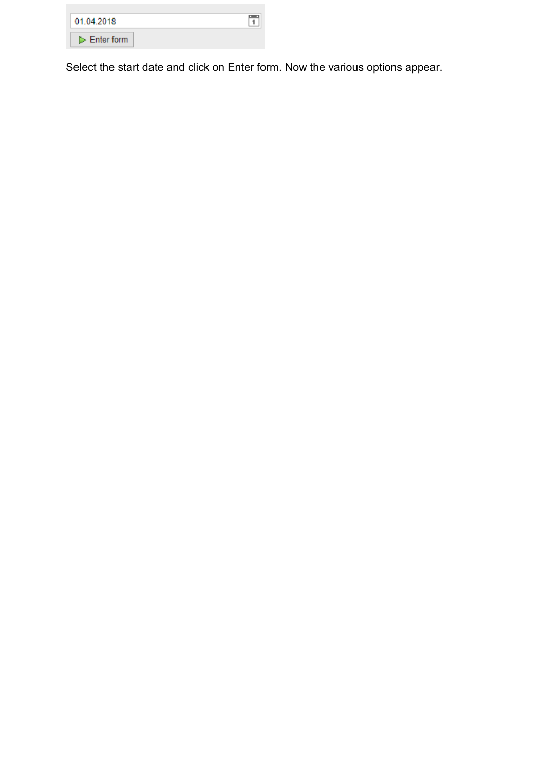01.04.2018

Enter form

Select the start date and click on Enter form. Now the various options appear.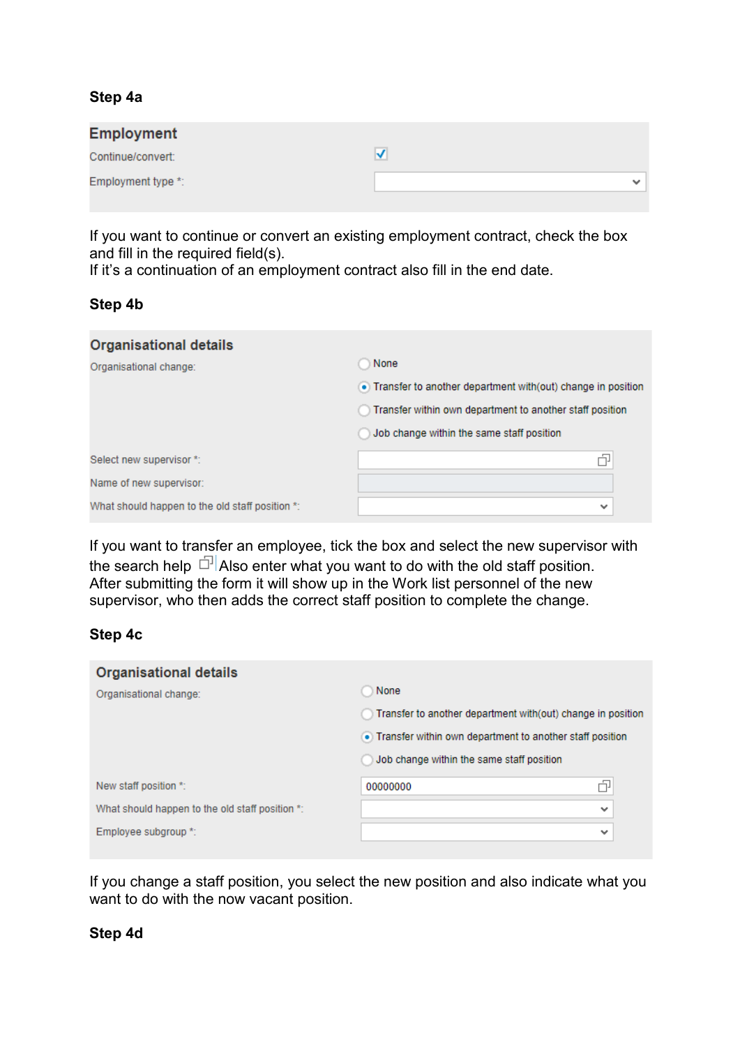**Step 4a**

**Employment**

Continue/convert: ☑

Employment type *:

If you want to continue or convert an existing employment contract, check the box and fill in the required field(s).
If it's a continuation of an employment contract also fill in the end date.

**Step 4b**

**Organisational details**

Organisational change:

- ○ None
- ◉ Transfer to another department with(out) change in position
- ○ Transfer within own department to another staff position
- ○ Job change within the same staff position

Select new supervisor *:

Name of new supervisor:

What should happen to the old staff position *:

If you want to transfer an employee, tick the box and select the new supervisor with the search help Also enter what you want to do with the old staff position.
After submitting the form it will show up in the Work list personnel of the new supervisor, who then adds the correct staff position to complete the change.

**Step 4c**

**Organisational details**

Organisational change:

- ○ None
- ○ Transfer to another department with(out) change in position
- ◉ Transfer within own department to another staff position
- ○ Job change within the same staff position

New staff position *: 00000000

What should happen to the old staff position *:

Employee subgroup *:

If you change a staff position, you select the new position and also indicate what you want to do with the now vacant position.

**Step 4d**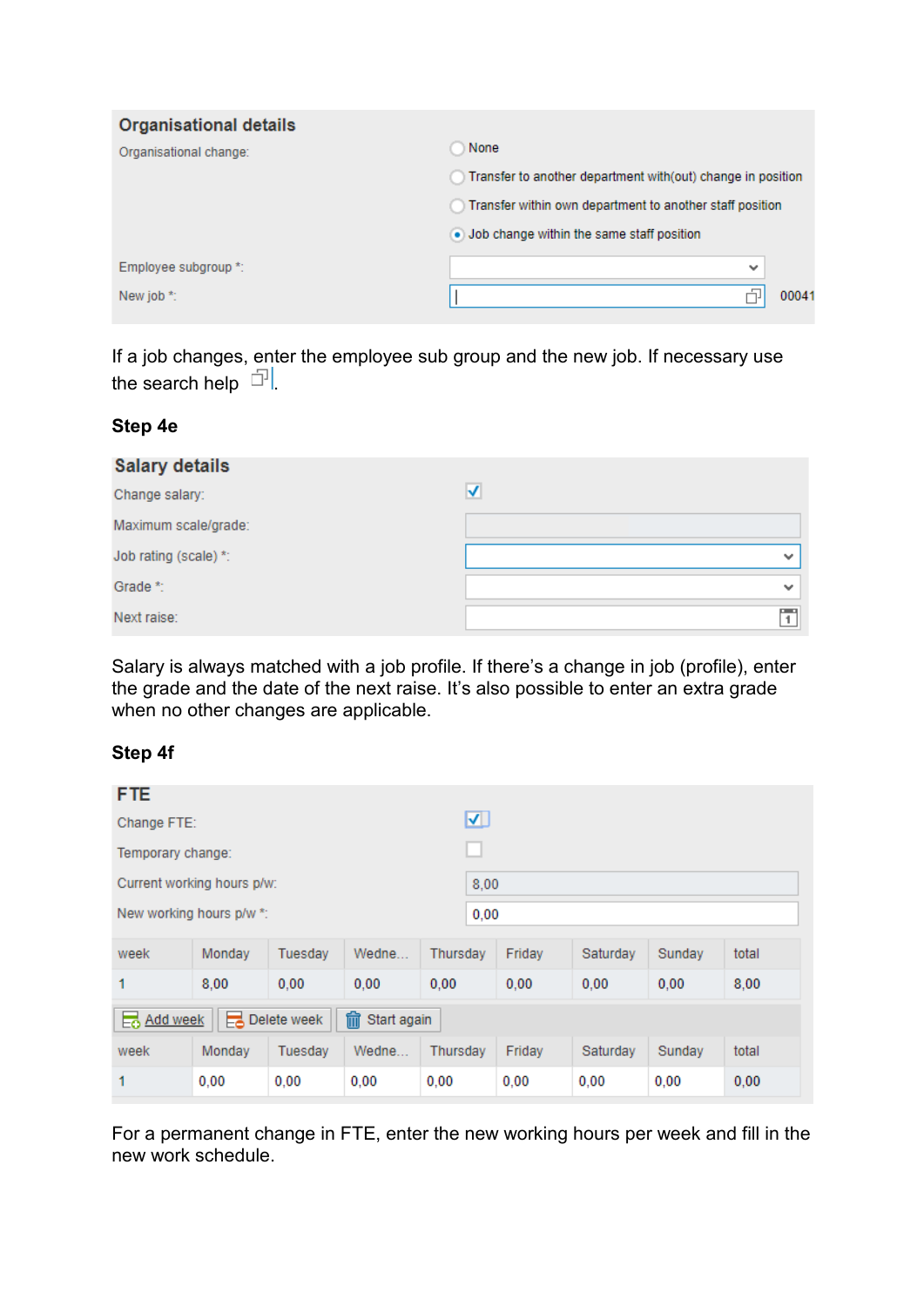**Organisational details**

Organisational change:

- None
- Transfer to another department with(out) change in position
- Transfer within own department to another staff position
- (•) Job change within the same staff position

Employee subgroup *:

New job *: 00041

If a job changes, enter the employee sub group and the new job. If necessary use the search help .

**Step 4e**

**Salary details**

Change salary: ☑

Maximum scale/grade:

Job rating (scale) *:

Grade *:

Next raise:

Salary is always matched with a job profile. If there's a change in job (profile), enter the grade and the date of the next raise. It's also possible to enter an extra grade when no other changes are applicable.

**Step 4f**

**FTE**

Change FTE: ☑

Temporary change: ☐

Current working hours p/w: 8,00

New working hours p/w *: 0,00

| week | Monday | Tuesday | Wedne... | Thursday | Friday | Saturday | Sunday | total |
|---|---|---|---|---|---|---|---|---|
| 1 | 8,00 | 0,00 | 0,00 | 0,00 | 0,00 | 0,00 | 0,00 | 8,00 |

Add week | Delete week | Start again

| week | Monday | Tuesday | Wedne... | Thursday | Friday | Saturday | Sunday | total |
|---|---|---|---|---|---|---|---|---|
| 1 | 0,00 | 0,00 | 0,00 | 0,00 | 0,00 | 0,00 | 0,00 | 0,00 |

For a permanent change in FTE, enter the new working hours per week and fill in the new work schedule.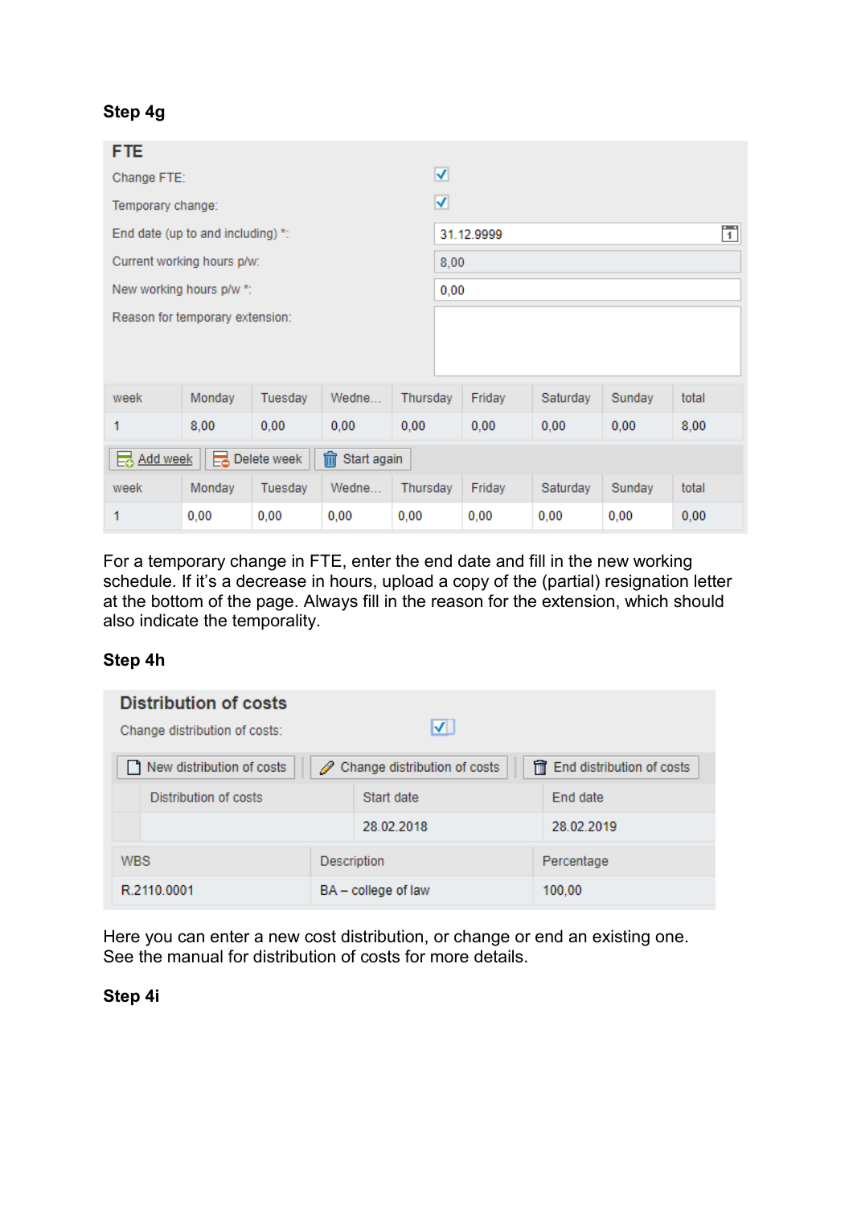**Step 4g**

**FTE**

| | |
|---|---|
| Change FTE: | ☑ |
| Temporary change: | ☑ |
| End date (up to and including) *: | 31.12.9999 |
| Current working hours p/w: | 8,00 |
| New working hours p/w *: | 0,00 |
| Reason for temporary extension: | |

| week | Monday | Tuesday | Wedne... | Thursday | Friday | Saturday | Sunday | total |
|---|---|---|---|---|---|---|---|---|
| 1 | 8,00 | 0,00 | 0,00 | 0,00 | 0,00 | 0,00 | 0,00 | 8,00 |

Add week | Delete week | Start again

| week | Monday | Tuesday | Wedne... | Thursday | Friday | Saturday | Sunday | total |
|---|---|---|---|---|---|---|---|---|
| 1 | 0,00 | 0,00 | 0,00 | 0,00 | 0,00 | 0,00 | 0,00 | 0,00 |

For a temporary change in FTE, enter the end date and fill in the new working schedule. If it's a decrease in hours, upload a copy of the (partial) resignation letter at the bottom of the page. Always fill in the reason for the extension, which should also indicate the temporality.

**Step 4h**

**Distribution of costs**

Change distribution of costs: ☑

New distribution of costs | Change distribution of costs | End distribution of costs

| Distribution of costs | Start date | End date |
|---|---|---|
| | 28.02.2018 | 28.02.2019 |

| WBS | Description | Percentage |
|---|---|---|
| R.2110.0001 | BA – college of law | 100,00 |

Here you can enter a new cost distribution, or change or end an existing one. See the manual for distribution of costs for more details.

**Step 4i**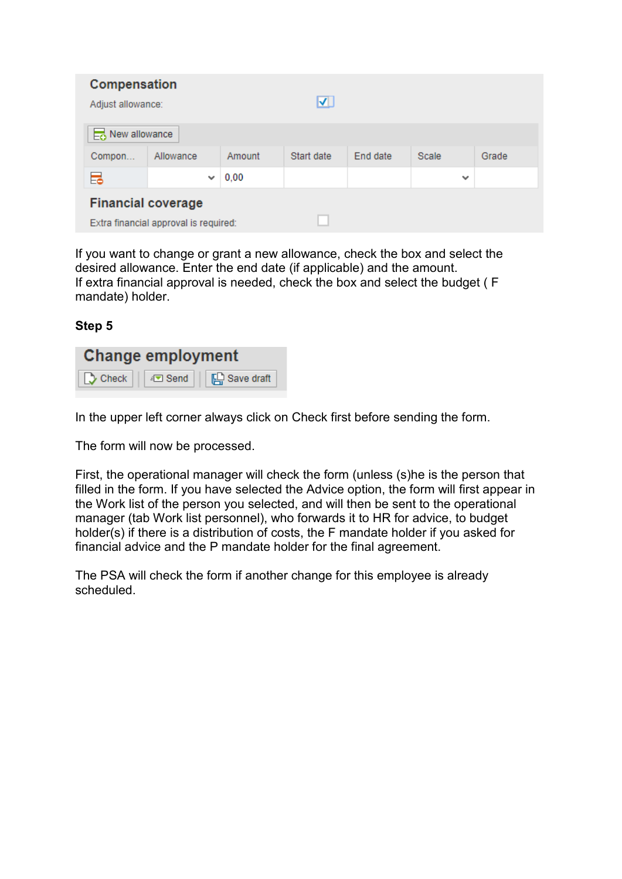**Compensation**

Adjust allowance: ☑

New allowance

| Compon... | Allowance | Amount | Start date | End date | Scale | Grade |
|---|---|---|---|---|---|---|
| | | 0,00 | | | | |

**Financial coverage**

Extra financial approval is required: ☐

If you want to change or grant a new allowance, check the box and select the desired allowance. Enter the end date (if applicable) and the amount.
If extra financial approval is needed, check the box and select the budget ( F mandate) holder.

**Step 5**

**Change employment**

Check | Send | Save draft

In the upper left corner always click on Check first before sending the form.

The form will now be processed.

First, the operational manager will check the form (unless (s)he is the person that filled in the form. If you have selected the Advice option, the form will first appear in the Work list of the person you selected, and will then be sent to the operational manager (tab Work list personnel), who forwards it to HR for advice, to budget holder(s) if there is a distribution of costs, the F mandate holder if you asked for financial advice and the P mandate holder for the final agreement.

The PSA will check the form if another change for this employee is already scheduled.